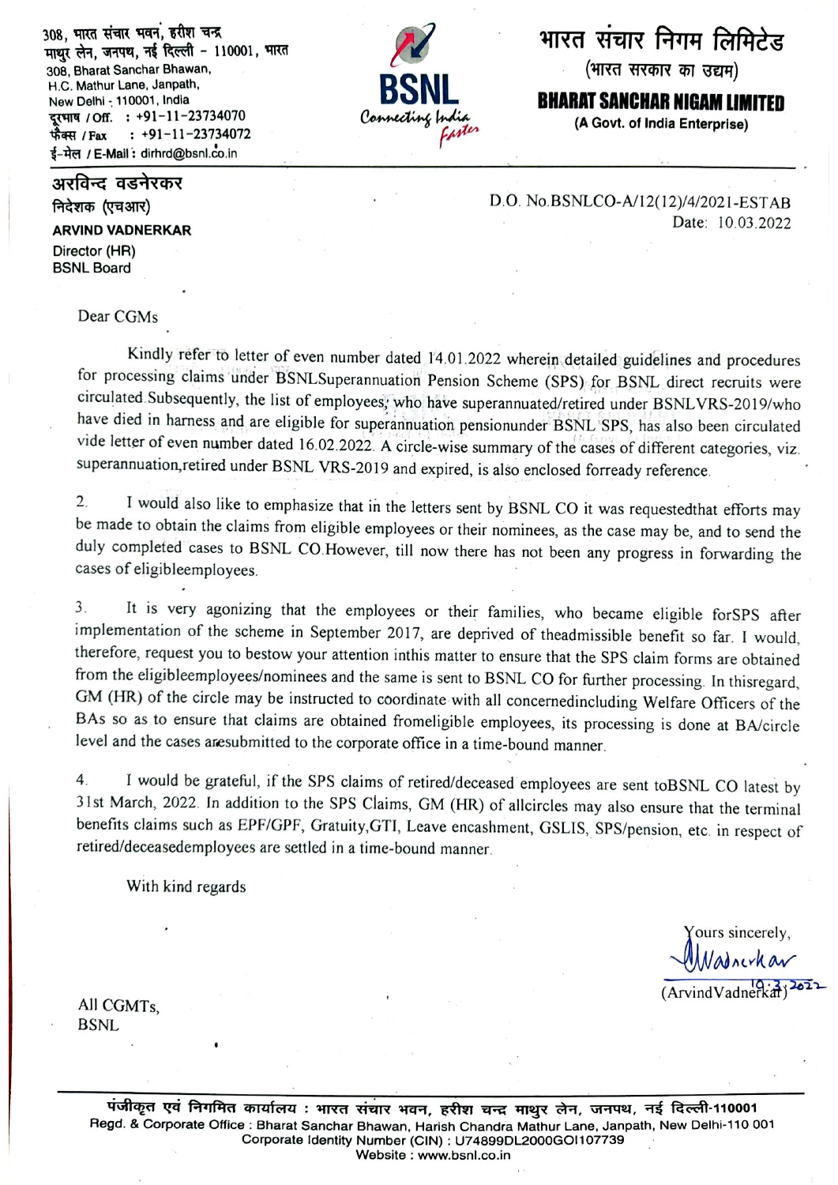308, भारत संचार भवन, हरीश चन्द्र माथुर लेन, जनपथ, नई दिल्ली - 110001, भारत
308, Bharat Sanchar Bhawan,
H.C. Mathur Lane, Janpath,
New Delhi - 110001, India
दूरभाष / Off. : +91-11-23734070
फैक्स / Fax : +91-11-23734072
ई-मेल / E-Mail : dirhrd@bsnl.co.in

BSNL
Connecting India Faster

# भारत संचार निगम लिमिटेड
(भारत सरकार का उद्यम)

# BHARAT SANCHAR NIGAM LIMITED
(A Govt. of India Enterprise)

**अरविन्द वडनेरकर**
निदेशक (एचआर)
**ARVIND VADNERKAR**
Director (HR)
BSNL Board

D.O. No.BSNLCO-A/12(12)/4/2021-ESTAB
Date: 10.03.2022

Dear CGMs

Kindly refer to letter of even number dated 14.01.2022 wherein detailed guidelines and procedures for processing claims under BSNLSuperannuation Pension Scheme (SPS) for BSNL direct recruits were circulated.Subsequently, the list of employees, who have superannuated/retired under BSNLVRS-2019/who have died in harness and are eligible for superannuation pensionunder BSNL SPS, has also been circulated vide letter of even number dated 16.02.2022. A circle-wise summary of the cases of different categories, viz. superannuation,retired under BSNL VRS-2019 and expired, is also enclosed forready reference.

2. I would also like to emphasize that in the letters sent by BSNL CO it was requestedthat efforts may be made to obtain the claims from eligible employees or their nominees, as the case may be, and to send the duly completed cases to BSNL CO.However, till now there has not been any progress in forwarding the cases of eligibleemployees.

3. It is very agonizing that the employees or their families, who became eligible forSPS after implementation of the scheme in September 2017, are deprived of theadmissible benefit so far. I would, therefore, request you to bestow your attention inthis matter to ensure that the SPS claim forms are obtained from the eligibleemployees/nominees and the same is sent to BSNL CO for further processing. In thisregard, GM (HR) of the circle may be instructed to coordinate with all concernedincluding Welfare Officers of the BAs so as to ensure that claims are obtained fromeligible employees, its processing is done at BA/circle level and the cases aresubmitted to the corporate office in a time-bound manner.

4. I would be grateful, if the SPS claims of retired/deceased employees are sent toBSNL CO latest by 31st March, 2022. In addition to the SPS Claims, GM (HR) of allcircles may also ensure that the terminal benefits claims such as EPF/GPF, Gratuity,GTI, Leave encashment, GSLIS, SPS/pension, etc. in respect of retired/deceasedemployees are settled in a time-bound manner.

With kind regards

Yours sincerely,
Vadnerkar
10.3.2022
(ArvindVadnerkar)

All CGMTs,
BSNL

पंजीकृत एवं निगमित कार्यालय : भारत संचार भवन, हरीश चन्द्र माथुर लेन, जनपथ, नई दिल्ली-110001
Regd. & Corporate Office : Bharat Sanchar Bhawan, Harish Chandra Mathur Lane, Janpath, New Delhi-110 001
Corporate Identity Number (CIN) : U74899DL2000GOI107739
Website : www.bsnl.co.in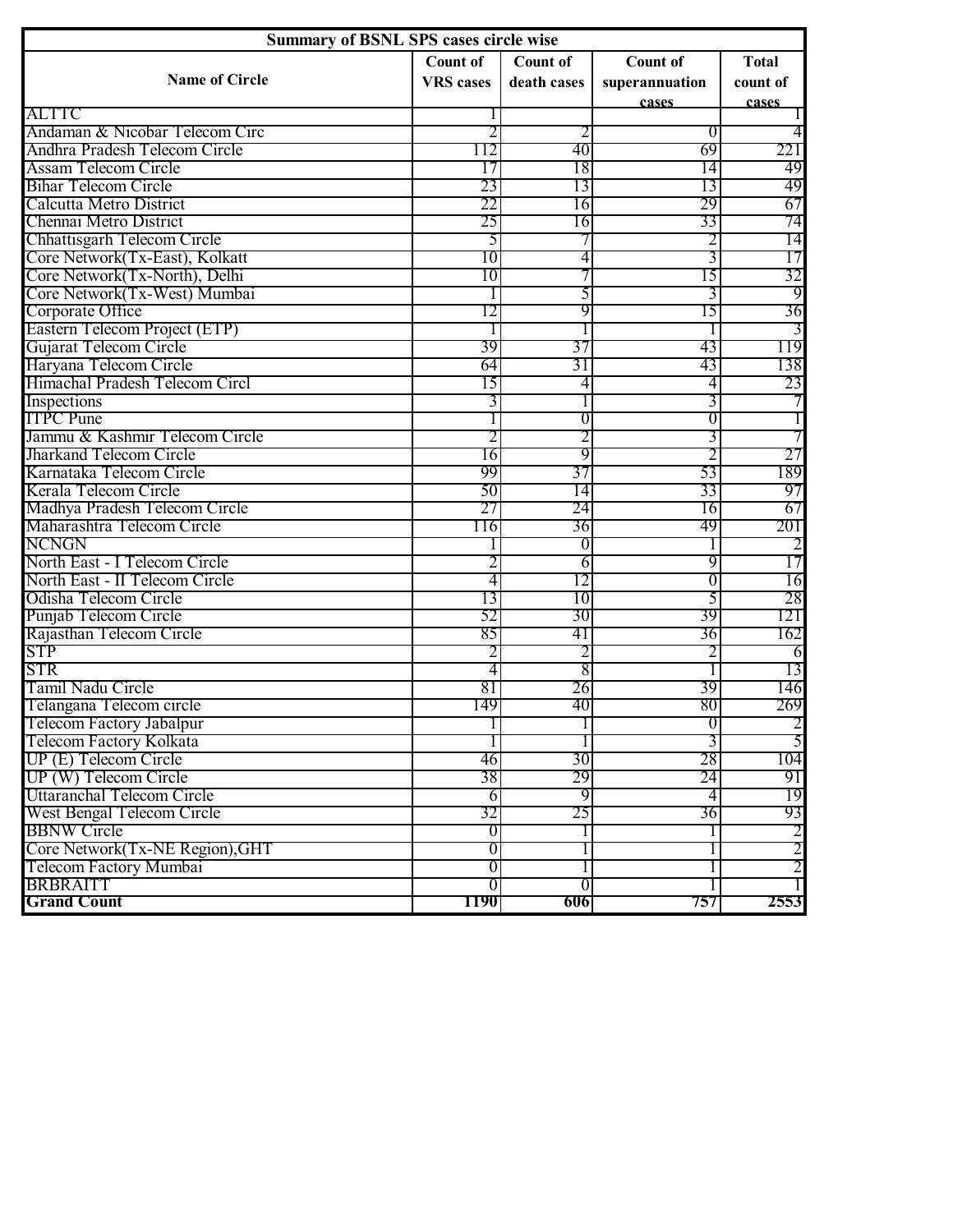| Summary of BSNL SPS cases circle wise | | | | |
|---|---|---|---|---|
| **Name of Circle** | **Count of VRS cases** | **Count of death cases** | **Count of superannuation cases** | **Total count of cases** |
| ALTTC | 1 | | | 1 |
| Andaman & Nicobar Telecom Circ | 2 | 2 | 0 | 4 |
| Andhra Pradesh Telecom Circle | 112 | 40 | 69 | 221 |
| Assam Telecom Circle | 17 | 18 | 14 | 49 |
| Bihar Telecom Circle | 23 | 13 | 13 | 49 |
| Calcutta Metro District | 22 | 16 | 29 | 67 |
| Chennai Metro District | 25 | 16 | 33 | 74 |
| Chhattisgarh Telecom Circle | 5 | 7 | 2 | 14 |
| Core Network(Tx-East), Kolkatt | 10 | 4 | 3 | 17 |
| Core Network(Tx-North), Delhi | 10 | 7 | 15 | 32 |
| Core Network(Tx-West) Mumbai | 1 | 5 | 3 | 9 |
| Corporate Office | 12 | 9 | 15 | 36 |
| Eastern Telecom Project (ETP) | 1 | 1 | 1 | 3 |
| Gujarat Telecom Circle | 39 | 37 | 43 | 119 |
| Haryana Telecom Circle | 64 | 31 | 43 | 138 |
| Himachal Pradesh Telecom Circl | 15 | 4 | 4 | 23 |
| Inspections | 3 | 1 | 3 | 7 |
| ITPC Pune | 1 | 0 | 0 | 1 |
| Jammu & Kashmir Telecom Circle | 2 | 2 | 3 | 7 |
| Jharkand Telecom Circle | 16 | 9 | 2 | 27 |
| Karnataka Telecom Circle | 99 | 37 | 53 | 189 |
| Kerala Telecom Circle | 50 | 14 | 33 | 97 |
| Madhya Pradesh Telecom Circle | 27 | 24 | 16 | 67 |
| Maharashtra Telecom Circle | 116 | 36 | 49 | 201 |
| NCNGN | 1 | 0 | 1 | 2 |
| North East - I Telecom Circle | 2 | 6 | 9 | 17 |
| North East - II Telecom Circle | 4 | 12 | 0 | 16 |
| Odisha Telecom Circle | 13 | 10 | 5 | 28 |
| Punjab Telecom Circle | 52 | 30 | 39 | 121 |
| Rajasthan Telecom Circle | 85 | 41 | 36 | 162 |
| STP | 2 | 2 | 2 | 6 |
| STR | 4 | 8 | 1 | 13 |
| Tamil Nadu Circle | 81 | 26 | 39 | 146 |
| Telangana Telecom circle | 149 | 40 | 80 | 269 |
| Telecom Factory Jabalpur | 1 | 1 | 0 | 2 |
| Telecom Factory Kolkata | 1 | 1 | 3 | 5 |
| UP (E) Telecom Circle | 46 | 30 | 28 | 104 |
| UP (W) Telecom Circle | 38 | 29 | 24 | 91 |
| Uttaranchal Telecom Circle | 6 | 9 | 4 | 19 |
| West Bengal Telecom Circle | 32 | 25 | 36 | 93 |
| BBNW Circle | 0 | 1 | 1 | 2 |
| Core Network(Tx-NE Region),GHT | 0 | 1 | 1 | 2 |
| Telecom Factory Mumbai | 0 | 1 | 1 | 2 |
| BRBRAITT | 0 | 0 | 1 | 1 |
| **Grand Count** | **1190** | **606** | **757** | **2553** |